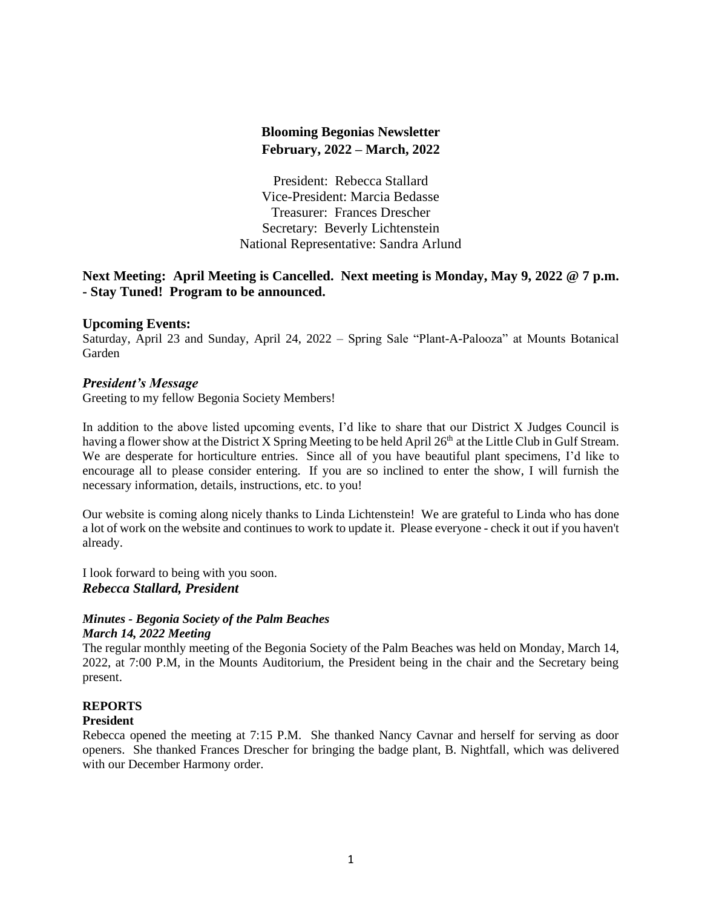# Blooming Begonias Newsletter
## February, 2022 – March, 2022

President: Rebecca Stallard
Vice-President: Marcia Bedasse
Treasurer: Frances Drescher
Secretary: Beverly Lichtenstein
National Representative: Sandra Arlund

**Next Meeting: April Meeting is Cancelled. Next meeting is Monday, May 9, 2022 @ 7 p.m. - Stay Tuned! Program to be announced.**

**Upcoming Events:**
Saturday, April 23 and Sunday, April 24, 2022 – Spring Sale "Plant-A-Palooza" at Mounts Botanical Garden

***President's Message***
Greeting to my fellow Begonia Society Members!

In addition to the above listed upcoming events, I'd like to share that our District X Judges Council is having a flower show at the District X Spring Meeting to be held April 26th at the Little Club in Gulf Stream. We are desperate for horticulture entries. Since all of you have beautiful plant specimens, I'd like to encourage all to please consider entering. If you are so inclined to enter the show, I will furnish the necessary information, details, instructions, etc. to you!

Our website is coming along nicely thanks to Linda Lichtenstein! We are grateful to Linda who has done a lot of work on the website and continues to work to update it. Please everyone - check it out if you haven't already.

I look forward to being with you soon.
***Rebecca Stallard, President***

***Minutes - Begonia Society of the Palm Beaches***
***March 14, 2022 Meeting***
The regular monthly meeting of the Begonia Society of the Palm Beaches was held on Monday, March 14, 2022, at 7:00 P.M, in the Mounts Auditorium, the President being in the chair and the Secretary being present.

**REPORTS**
**President**
Rebecca opened the meeting at 7:15 P.M. She thanked Nancy Cavnar and herself for serving as door openers. She thanked Frances Drescher for bringing the badge plant, B. Nightfall, which was delivered with our December Harmony order.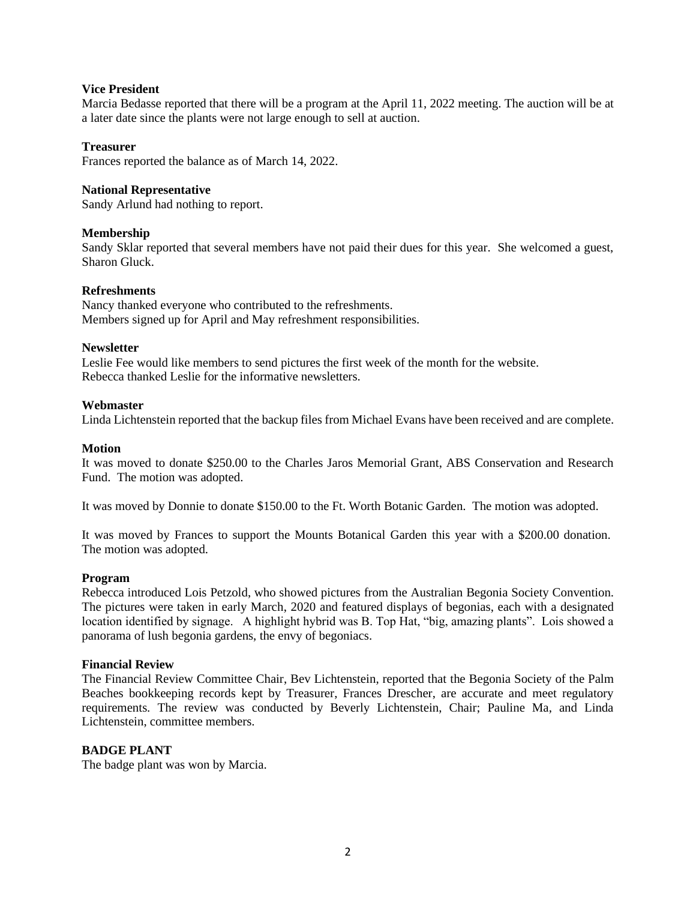**Vice President**

Marcia Bedasse reported that there will be a program at the April 11, 2022 meeting. The auction will be at a later date since the plants were not large enough to sell at auction.

**Treasurer**

Frances reported the balance as of March 14, 2022.

**National Representative**

Sandy Arlund had nothing to report.

**Membership**

Sandy Sklar reported that several members have not paid their dues for this year. She welcomed a guest, Sharon Gluck.

**Refreshments**

Nancy thanked everyone who contributed to the refreshments.
Members signed up for April and May refreshment responsibilities.

**Newsletter**

Leslie Fee would like members to send pictures the first week of the month for the website.
Rebecca thanked Leslie for the informative newsletters.

**Webmaster**

Linda Lichtenstein reported that the backup files from Michael Evans have been received and are complete.

**Motion**

It was moved to donate $250.00 to the Charles Jaros Memorial Grant, ABS Conservation and Research Fund. The motion was adopted.

It was moved by Donnie to donate $150.00 to the Ft. Worth Botanic Garden. The motion was adopted.

It was moved by Frances to support the Mounts Botanical Garden this year with a $200.00 donation. The motion was adopted.

**Program**

Rebecca introduced Lois Petzold, who showed pictures from the Australian Begonia Society Convention. The pictures were taken in early March, 2020 and featured displays of begonias, each with a designated location identified by signage. A highlight hybrid was B. Top Hat, "big, amazing plants". Lois showed a panorama of lush begonia gardens, the envy of begoniacs.

**Financial Review**

The Financial Review Committee Chair, Bev Lichtenstein, reported that the Begonia Society of the Palm Beaches bookkeeping records kept by Treasurer, Frances Drescher, are accurate and meet regulatory requirements. The review was conducted by Beverly Lichtenstein, Chair; Pauline Ma, and Linda Lichtenstein, committee members.

**BADGE PLANT**

The badge plant was won by Marcia.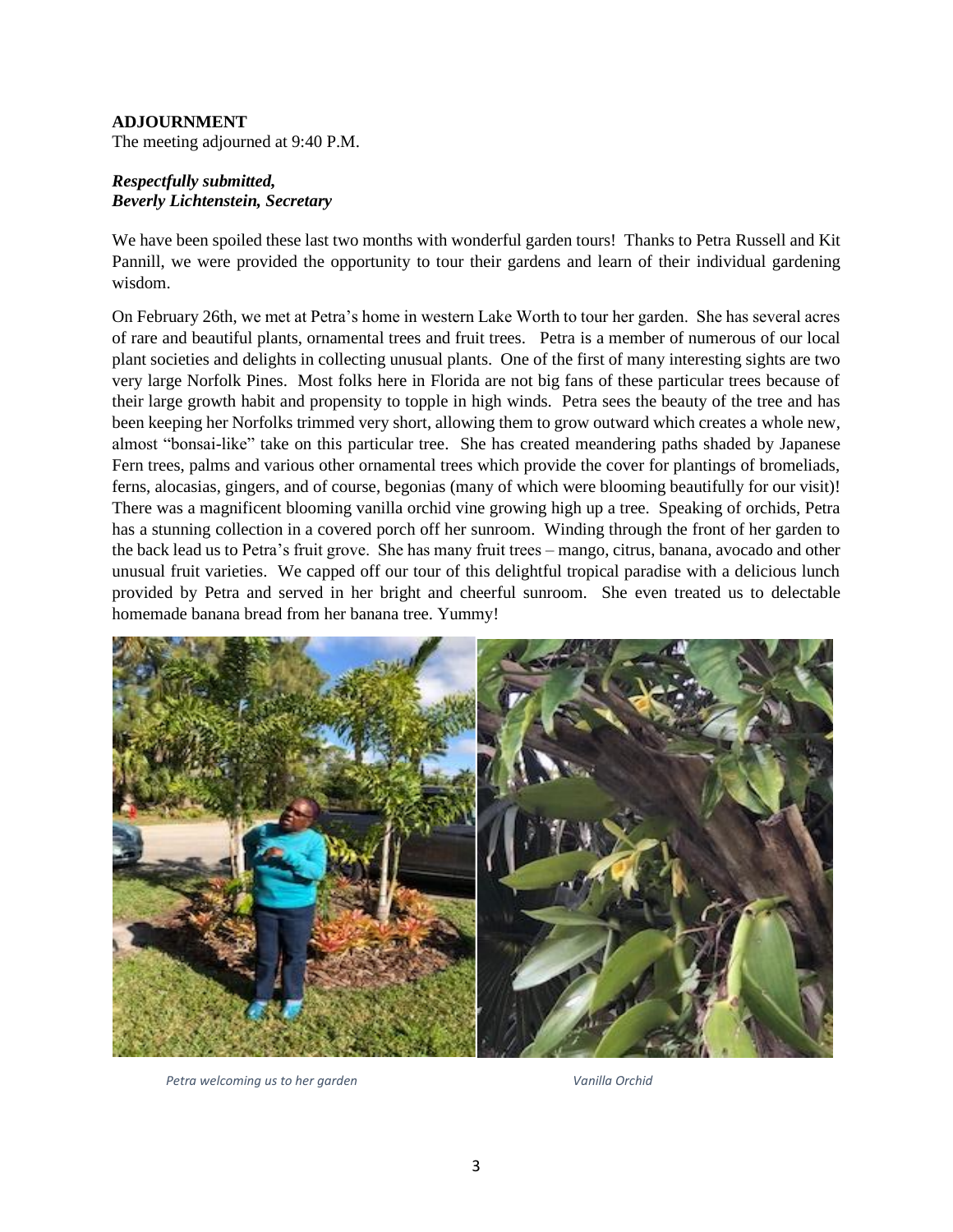**ADJOURNMENT**
The meeting adjourned at 9:40 P.M.

***Respectfully submitted,***
***Beverly Lichtenstein, Secretary***

We have been spoiled these last two months with wonderful garden tours! Thanks to Petra Russell and Kit Pannill, we were provided the opportunity to tour their gardens and learn of their individual gardening wisdom.

On February 26th, we met at Petra's home in western Lake Worth to tour her garden. She has several acres of rare and beautiful plants, ornamental trees and fruit trees. Petra is a member of numerous of our local plant societies and delights in collecting unusual plants. One of the first of many interesting sights are two very large Norfolk Pines. Most folks here in Florida are not big fans of these particular trees because of their large growth habit and propensity to topple in high winds. Petra sees the beauty of the tree and has been keeping her Norfolks trimmed very short, allowing them to grow outward which creates a whole new, almost "bonsai-like" take on this particular tree. She has created meandering paths shaded by Japanese Fern trees, palms and various other ornamental trees which provide the cover for plantings of bromeliads, ferns, alocasias, gingers, and of course, begonias (many of which were blooming beautifully for our visit)! There was a magnificent blooming vanilla orchid vine growing high up a tree. Speaking of orchids, Petra has a stunning collection in a covered porch off her sunroom. Winding through the front of her garden to the back lead us to Petra's fruit grove. She has many fruit trees – mango, citrus, banana, avocado and other unusual fruit varieties. We capped off our tour of this delightful tropical paradise with a delicious lunch provided by Petra and served in her bright and cheerful sunroom. She even treated us to delectable homemade banana bread from her banana tree. Yummy!

*Petra welcoming us to her garden*

*Vanilla Orchid*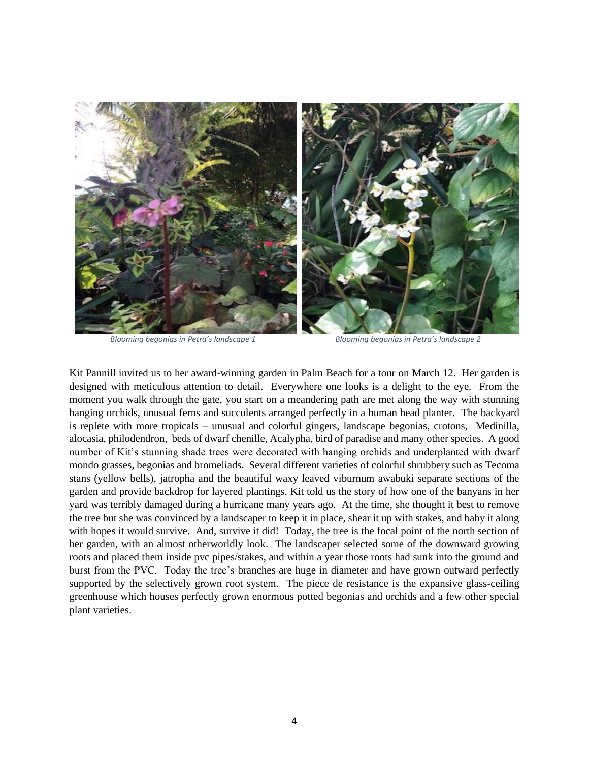*Blooming begonias in Petra's landscape 1*

*Blooming begonias in Petra's landscape 2*

Kit Pannill invited us to her award-winning garden in Palm Beach for a tour on March 12. Her garden is designed with meticulous attention to detail. Everywhere one looks is a delight to the eye. From the moment you walk through the gate, you start on a meandering path are met along the way with stunning hanging orchids, unusual ferns and succulents arranged perfectly in a human head planter. The backyard is replete with more tropicals – unusual and colorful gingers, landscape begonias, crotons, Medinilla, alocasia, philodendron, beds of dwarf chenille, Acalypha, bird of paradise and many other species. A good number of Kit's stunning shade trees were decorated with hanging orchids and underplanted with dwarf mondo grasses, begonias and bromeliads. Several different varieties of colorful shrubbery such as Tecoma stans (yellow bells), jatropha and the beautiful waxy leaved viburnum awabuki separate sections of the garden and provide backdrop for layered plantings. Kit told us the story of how one of the banyans in her yard was terribly damaged during a hurricane many years ago. At the time, she thought it best to remove the tree but she was convinced by a landscaper to keep it in place, shear it up with stakes, and baby it along with hopes it would survive. And, survive it did! Today, the tree is the focal point of the north section of her garden, with an almost otherworldly look. The landscaper selected some of the downward growing roots and placed them inside pvc pipes/stakes, and within a year those roots had sunk into the ground and burst from the PVC. Today the tree's branches are huge in diameter and have grown outward perfectly supported by the selectively grown root system. The piece de resistance is the expansive glass-ceiling greenhouse which houses perfectly grown enormous potted begonias and orchids and a few other special plant varieties.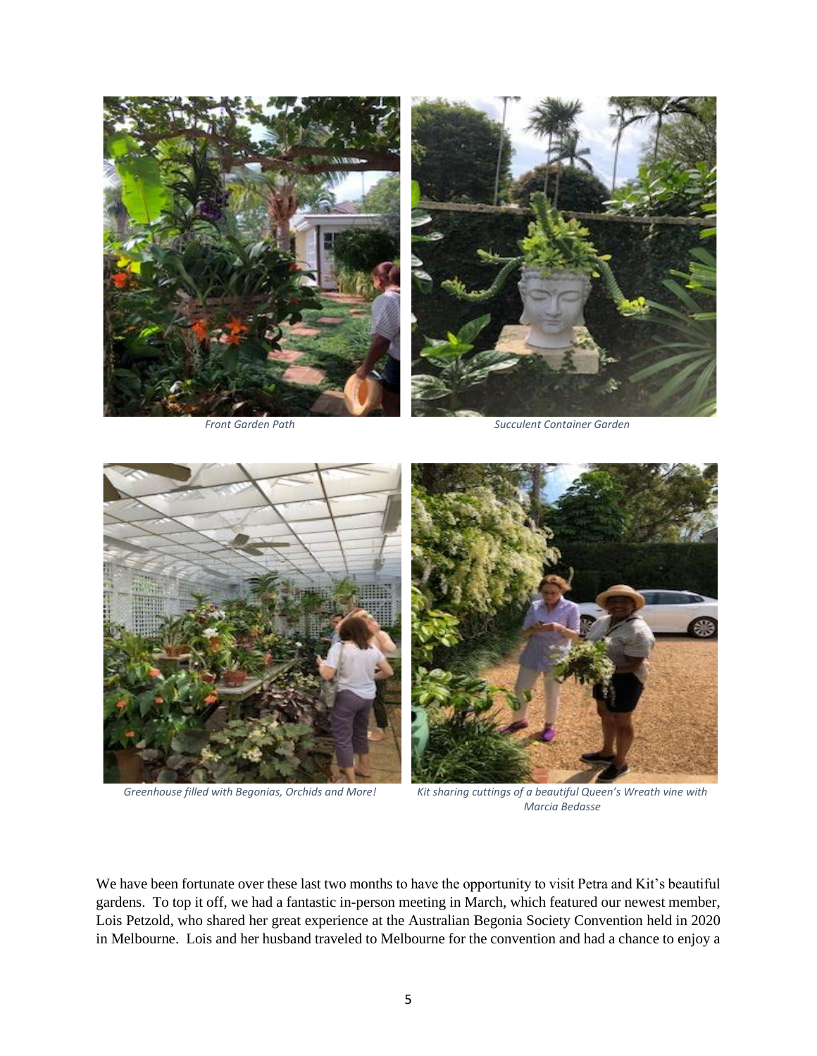*Front Garden Path*

*Succulent Container Garden*

*Greenhouse filled with Begonias, Orchids and More!*

*Kit sharing cuttings of a beautiful Queen's Wreath vine with Marcia Bedasse*

We have been fortunate over these last two months to have the opportunity to visit Petra and Kit's beautiful gardens. To top it off, we had a fantastic in-person meeting in March, which featured our newest member, Lois Petzold, who shared her great experience at the Australian Begonia Society Convention held in 2020 in Melbourne. Lois and her husband traveled to Melbourne for the convention and had a chance to enjoy a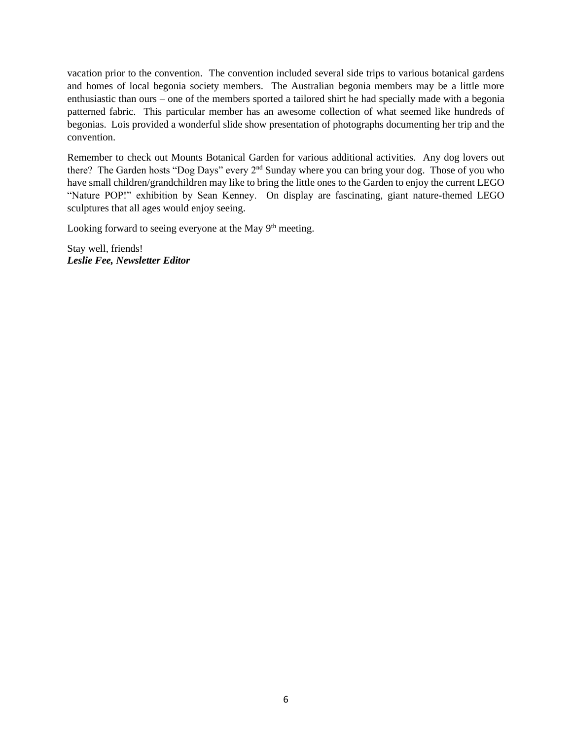vacation prior to the convention. The convention included several side trips to various botanical gardens and homes of local begonia society members. The Australian begonia members may be a little more enthusiastic than ours – one of the members sported a tailored shirt he had specially made with a begonia patterned fabric. This particular member has an awesome collection of what seemed like hundreds of begonias. Lois provided a wonderful slide show presentation of photographs documenting her trip and the convention.

Remember to check out Mounts Botanical Garden for various additional activities. Any dog lovers out there? The Garden hosts "Dog Days" every 2nd Sunday where you can bring your dog. Those of you who have small children/grandchildren may like to bring the little ones to the Garden to enjoy the current LEGO "Nature POP!" exhibition by Sean Kenney. On display are fascinating, giant nature-themed LEGO sculptures that all ages would enjoy seeing.

Looking forward to seeing everyone at the May 9th meeting.

Stay well, friends!
***Leslie Fee, Newsletter Editor***